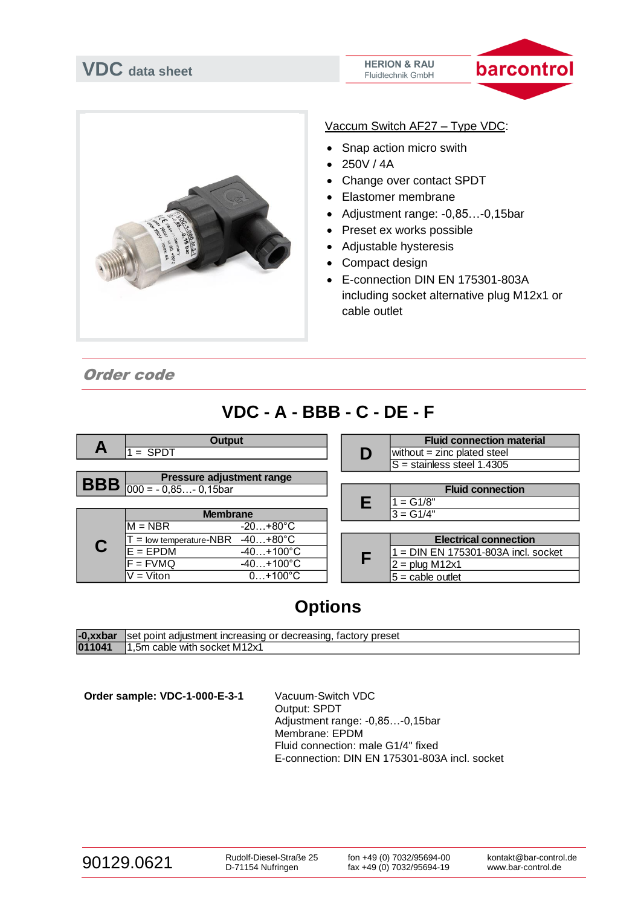# VDC data sheet

HERION & RAU
Fluidtechnik GmbH

barcontrol

Vaccum Switch AF27 – Type VDC:

- Snap action micro swith
- 250V / 4A
- Change over contact SPDT
- Elastomer membrane
- Adjustment range: -0,85…-0,15bar
- Preset ex works possible
- Adjustable hysteresis
- Compact design
- E-connection DIN EN 175301-803A including socket alternative plug M12x1 or cable outlet

## *Order code*

# VDC - A - BBB - C - DE - F

| A | Output |
|---|---|
| | 1 = SPDT |

| BBB | Pressure adjustment range |
|---|---|
| | 000 = - 0,85…- 0,15bar |

| C | Membrane | |
|---|---|---|
| | M = NBR | -20…+80°C |
| | T = low temperature-NBR | -40…+80°C |
| | E = EPDM | -40…+100°C |
| | F = FVMQ | -40…+100°C |
| | V = Viton | 0…+100°C |

| D | Fluid connection material |
|---|---|
| | without = zinc plated steel |
| | S = stainless steel 1.4305 |

| E | Fluid connection |
|---|---|
| | 1 = G1/8" |
| | 3 = G1/4" |

| F | Electrical connection |
|---|---|
| | 1 = DIN EN 175301-803A incl. socket |
| | 2 = plug M12x1 |
| | 5 = cable outlet |

# Options

| | |
|---|---|
| **-0,xxbar** | set point adjustment increasing or decreasing, factory preset |
| **011041** | 1,5m cable with socket M12x1 |

**Order sample: VDC-1-000-E-3-1**

Vacuum-Switch VDC
Output: SPDT
Adjustment range: -0,85…-0,15bar
Membrane: EPDM
Fluid connection: male G1/4" fixed
E-connection: DIN EN 175301-803A incl. socket

90129.0621

Rudolf-Diesel-Straße 25
D-71154 Nufringen

fon +49 (0) 7032/95694-00
fax +49 (0) 7032/95694-19

kontakt@bar-control.de
www.bar-control.de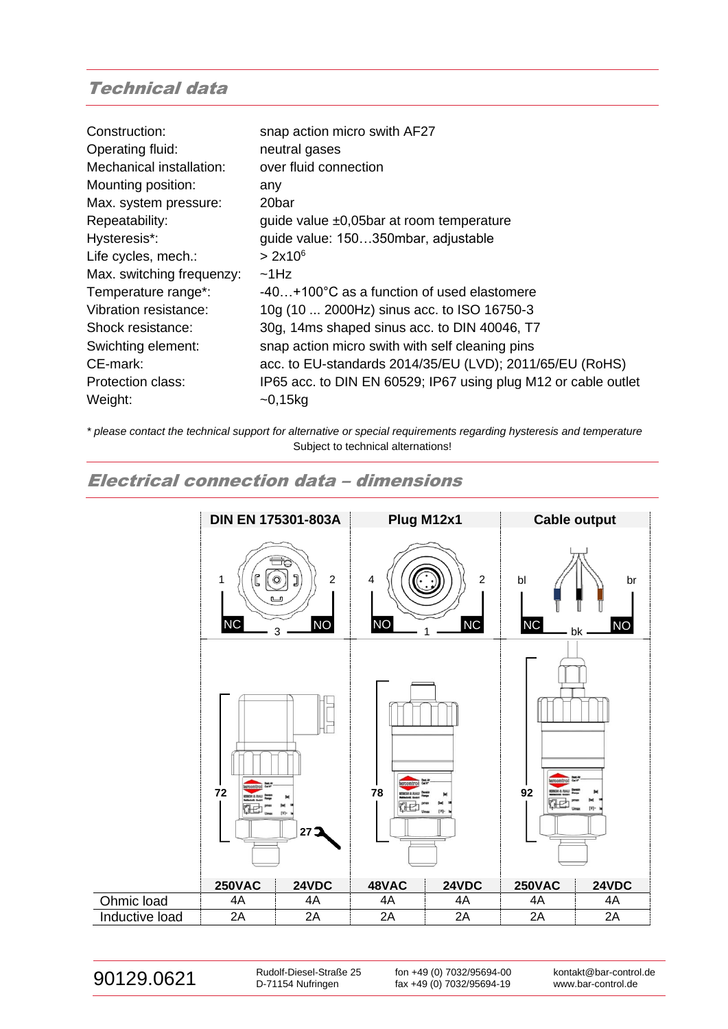## Technical data

| | |
|---|---|
| Construction: | snap action micro swith AF27 |
| Operating fluid: | neutral gases |
| Mechanical installation: | over fluid connection |
| Mounting position: | any |
| Max. system pressure: | 20bar |
| Repeatability: | guide value ±0,05bar at room temperature |
| Hysteresis*: | guide value: 150…350mbar, adjustable |
| Life cycles, mech.: | > $2x10^6$ |
| Max. switching frequenzy: | ~1Hz |
| Temperature range*: | -40…+100°C as a function of used elastomere |
| Vibration resistance: | 10g (10 ... 2000Hz) sinus acc. to ISO 16750-3 |
| Shock resistance: | 30g, 14ms shaped sinus acc. to DIN 40046, T7 |
| Swichting element: | snap action micro swith with self cleaning pins |
| CE-mark: | acc. to EU-standards 2014/35/EU (LVD); 2011/65/EU (RoHS) |
| Protection class: | IP65 acc. to DIN EN 60529; IP67 using plug M12 or cable outlet |
| Weight: | ~0,15kg |

*\* please contact the technical support for alternative or special requirements regarding hysteresis and temperature*

Subject to technical alternations!

## Electrical connection data – dimensions

| | DIN EN 175301-803A | | Plug M12x1 | | Cable output | |
|---|---|---|---|---|---|---|
| | 1 NC, 3, 2 NO | | 4 NO, 1, 2 NC | | bl NC, bk, br NO | |
| | 72 | 27 | 78 | | 92 | |
| | 250VAC | 24VDC | 48VAC | 24VDC | 250VAC | 24VDC |
| Ohmic load | 4A | 4A | 4A | 4A | 4A | 4A |
| Inductive load | 2A | 2A | 2A | 2A | 2A | 2A |

90129.0621

Rudolf-Diesel-Straße 25
D-71154 Nufringen

fon +49 (0) 7032/95694-00
fax +49 (0) 7032/95694-19

kontakt@bar-control.de
www.bar-control.de